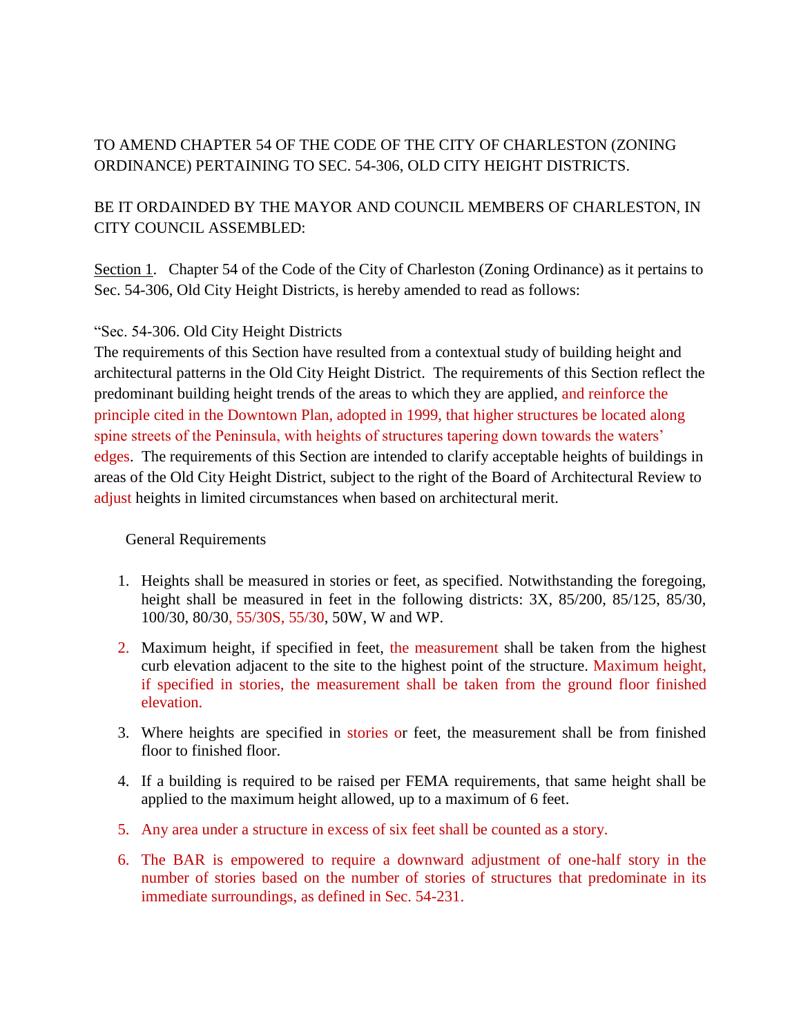TO AMEND CHAPTER 54 OF THE CODE OF THE CITY OF CHARLESTON (ZONING ORDINANCE) PERTAINING TO SEC. 54-306, OLD CITY HEIGHT DISTRICTS.

BE IT ORDAINDED BY THE MAYOR AND COUNCIL MEMBERS OF CHARLESTON, IN CITY COUNCIL ASSEMBLED:

<u>Section 1</u>. Chapter 54 of the Code of the City of Charleston (Zoning Ordinance) as it pertains to Sec. 54-306, Old City Height Districts, is hereby amended to read as follows:

"Sec. 54-306. Old City Height Districts

The requirements of this Section have resulted from a contextual study of building height and architectural patterns in the Old City Height District. The requirements of this Section reflect the predominant building height trends of the areas to which they are applied, and reinforce the principle cited in the Downtown Plan, adopted in 1999, that higher structures be located along spine streets of the Peninsula, with heights of structures tapering down towards the waters' edges. The requirements of this Section are intended to clarify acceptable heights of buildings in areas of the Old City Height District, subject to the right of the Board of Architectural Review to adjust heights in limited circumstances when based on architectural merit.

General Requirements

1. Heights shall be measured in stories or feet, as specified. Notwithstanding the foregoing, height shall be measured in feet in the following districts: 3X, 85/200, 85/125, 85/30, 100/30, 80/30, 55/30S, 55/30, 50W, W and WP.
2. Maximum height, if specified in feet, the measurement shall be taken from the highest curb elevation adjacent to the site to the highest point of the structure. Maximum height, if specified in stories, the measurement shall be taken from the ground floor finished elevation.
3. Where heights are specified in stories or feet, the measurement shall be from finished floor to finished floor.
4. If a building is required to be raised per FEMA requirements, that same height shall be applied to the maximum height allowed, up to a maximum of 6 feet.
5. Any area under a structure in excess of six feet shall be counted as a story.
6. The BAR is empowered to require a downward adjustment of one-half story in the number of stories based on the number of stories of structures that predominate in its immediate surroundings, as defined in Sec. 54-231.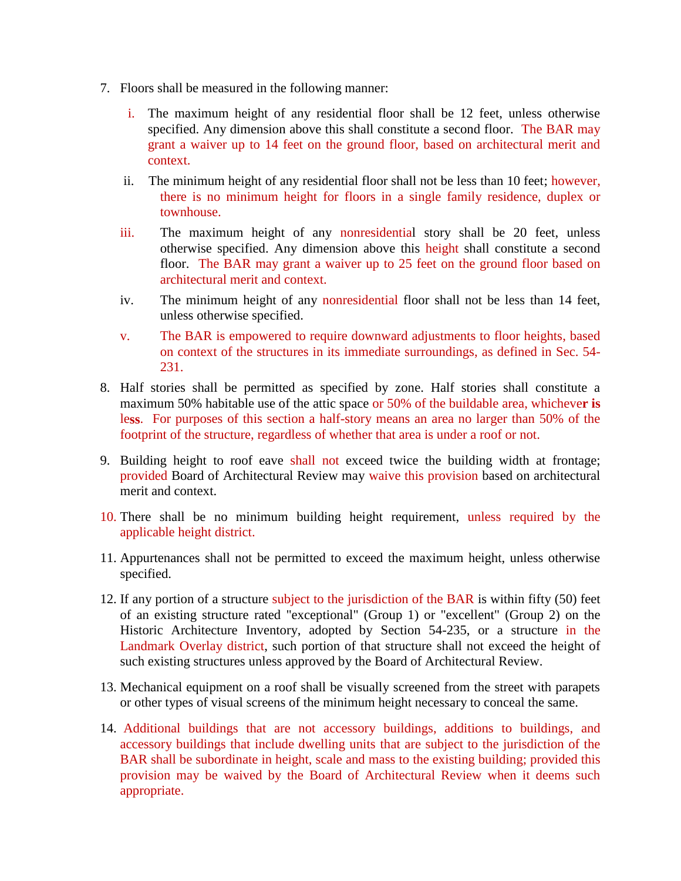7. Floors shall be measured in the following manner:

   i. The maximum height of any residential floor shall be 12 feet, unless otherwise specified. Any dimension above this shall constitute a second floor. The BAR may grant a waiver up to 14 feet on the ground floor, based on architectural merit and context.

   ii. The minimum height of any residential floor shall not be less than 10 feet; however, there is no minimum height for floors in a single family residence, duplex or townhouse.

   iii. The maximum height of any nonresidential story shall be 20 feet, unless otherwise specified. Any dimension above this height shall constitute a second floor. The BAR may grant a waiver up to 25 feet on the ground floor based on architectural merit and context.

   iv. The minimum height of any nonresidential floor shall not be less than 14 feet, unless otherwise specified.

   v. The BAR is empowered to require downward adjustments to floor heights, based on context of the structures in its immediate surroundings, as defined in Sec. 54-231.

8. Half stories shall be permitted as specified by zone. Half stories shall constitute a maximum 50% habitable use of the attic space or 50% of the buildable area, whichever **is** le**ss**. For purposes of this section a half-story means an area no larger than 50% of the footprint of the structure, regardless of whether that area is under a roof or not.

9. Building height to roof eave shall not exceed twice the building width at frontage; provided Board of Architectural Review may waive this provision based on architectural merit and context.

10. There shall be no minimum building height requirement, unless required by the applicable height district.

11. Appurtenances shall not be permitted to exceed the maximum height, unless otherwise specified.

12. If any portion of a structure subject to the jurisdiction of the BAR is within fifty (50) feet of an existing structure rated "exceptional" (Group 1) or "excellent" (Group 2) on the Historic Architecture Inventory, adopted by Section 54-235, or a structure in the Landmark Overlay district, such portion of that structure shall not exceed the height of such existing structures unless approved by the Board of Architectural Review.

13. Mechanical equipment on a roof shall be visually screened from the street with parapets or other types of visual screens of the minimum height necessary to conceal the same.

14. Additional buildings that are not accessory buildings, additions to buildings, and accessory buildings that include dwelling units that are subject to the jurisdiction of the BAR shall be subordinate in height, scale and mass to the existing building; provided this provision may be waived by the Board of Architectural Review when it deems such appropriate.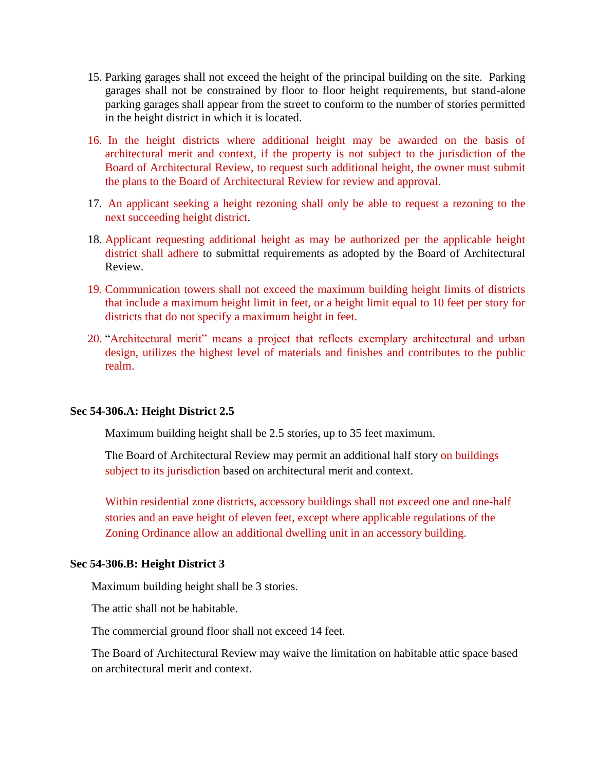15. Parking garages shall not exceed the height of the principal building on the site. Parking garages shall not be constrained by floor to floor height requirements, but stand-alone parking garages shall appear from the street to conform to the number of stories permitted in the height district in which it is located.

16. In the height districts where additional height may be awarded on the basis of architectural merit and context, if the property is not subject to the jurisdiction of the Board of Architectural Review, to request such additional height, the owner must submit the plans to the Board of Architectural Review for review and approval.

17. An applicant seeking a height rezoning shall only be able to request a rezoning to the next succeeding height district.

18. Applicant requesting additional height as may be authorized per the applicable height district shall adhere to submittal requirements as adopted by the Board of Architectural Review.

19. Communication towers shall not exceed the maximum building height limits of districts that include a maximum height limit in feet, or a height limit equal to 10 feet per story for districts that do not specify a maximum height in feet.

20. "Architectural merit" means a project that reflects exemplary architectural and urban design, utilizes the highest level of materials and finishes and contributes to the public realm.

**Sec 54-306.A: Height District 2.5**

Maximum building height shall be 2.5 stories, up to 35 feet maximum.

The Board of Architectural Review may permit an additional half story on buildings subject to its jurisdiction based on architectural merit and context.

Within residential zone districts, accessory buildings shall not exceed one and one-half stories and an eave height of eleven feet, except where applicable regulations of the Zoning Ordinance allow an additional dwelling unit in an accessory building.

**Sec 54-306.B: Height District 3**

Maximum building height shall be 3 stories.

The attic shall not be habitable.

The commercial ground floor shall not exceed 14 feet.

The Board of Architectural Review may waive the limitation on habitable attic space based on architectural merit and context.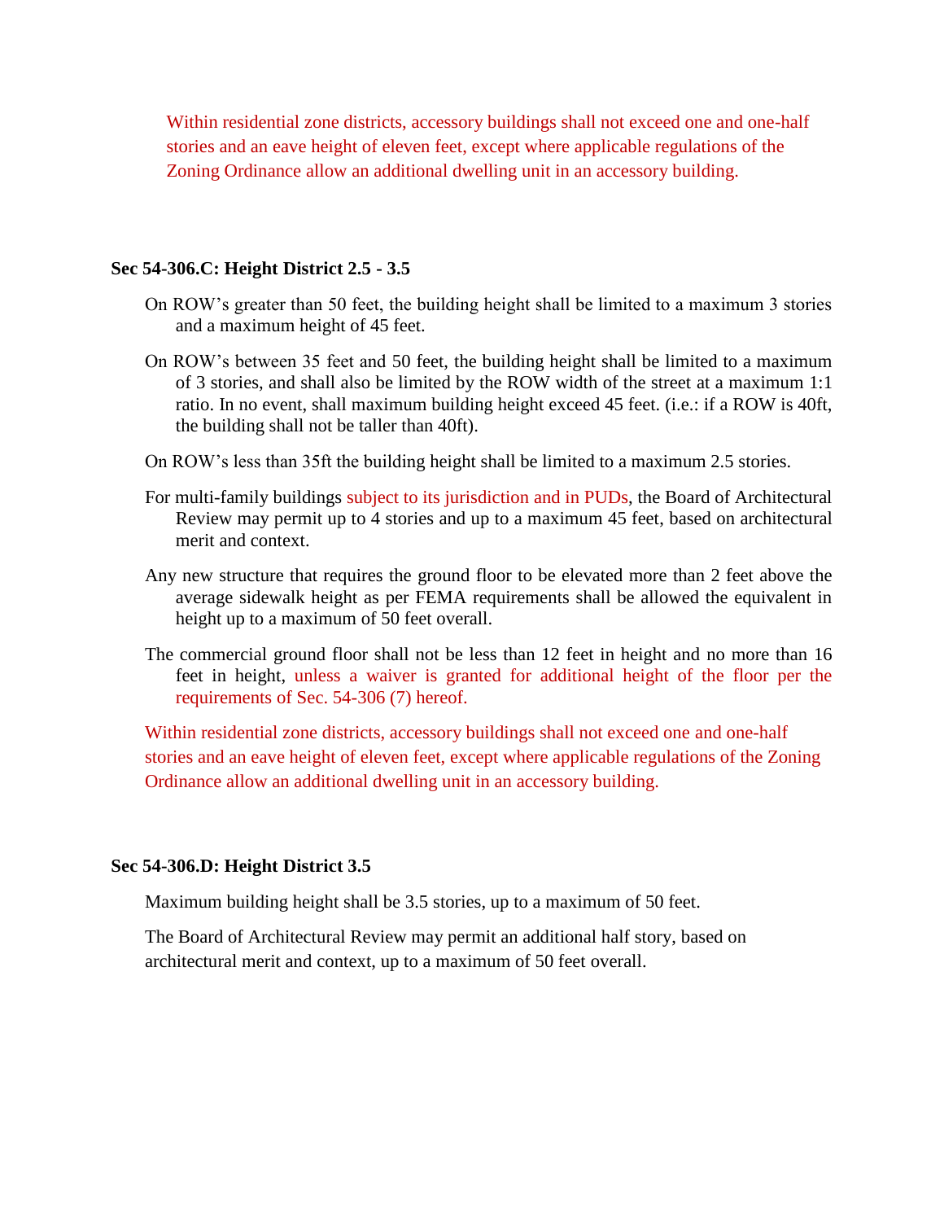Within residential zone districts, accessory buildings shall not exceed one and one-half stories and an eave height of eleven feet, except where applicable regulations of the Zoning Ordinance allow an additional dwelling unit in an accessory building.

**Sec 54-306.C: Height District 2.5 - 3.5**

On ROW's greater than 50 feet, the building height shall be limited to a maximum 3 stories and a maximum height of 45 feet.

On ROW's between 35 feet and 50 feet, the building height shall be limited to a maximum of 3 stories, and shall also be limited by the ROW width of the street at a maximum 1:1 ratio. In no event, shall maximum building height exceed 45 feet. (i.e.: if a ROW is 40ft, the building shall not be taller than 40ft).

On ROW's less than 35ft the building height shall be limited to a maximum 2.5 stories.

For multi-family buildings subject to its jurisdiction and in PUDs, the Board of Architectural Review may permit up to 4 stories and up to a maximum 45 feet, based on architectural merit and context.

Any new structure that requires the ground floor to be elevated more than 2 feet above the average sidewalk height as per FEMA requirements shall be allowed the equivalent in height up to a maximum of 50 feet overall.

The commercial ground floor shall not be less than 12 feet in height and no more than 16 feet in height, unless a waiver is granted for additional height of the floor per the requirements of Sec. 54-306 (7) hereof.

Within residential zone districts, accessory buildings shall not exceed one and one-half stories and an eave height of eleven feet, except where applicable regulations of the Zoning Ordinance allow an additional dwelling unit in an accessory building.

**Sec 54-306.D: Height District 3.5**

Maximum building height shall be 3.5 stories, up to a maximum of 50 feet.

The Board of Architectural Review may permit an additional half story, based on architectural merit and context, up to a maximum of 50 feet overall.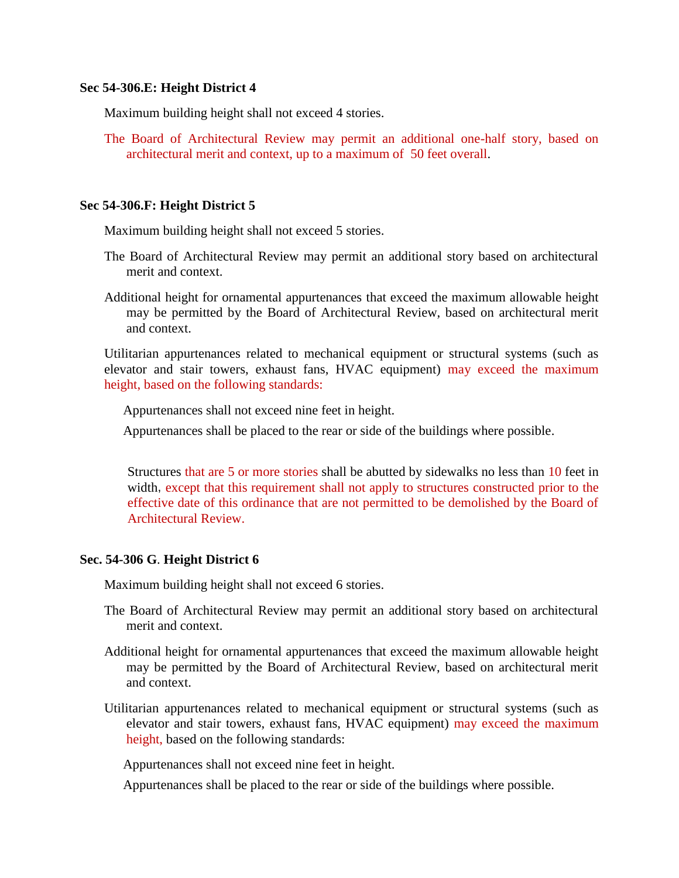**Sec 54-306.E: Height District 4**

Maximum building height shall not exceed 4 stories.

The Board of Architectural Review may permit an additional one-half story, based on architectural merit and context, up to a maximum of 50 feet overall.

**Sec 54-306.F: Height District 5**

Maximum building height shall not exceed 5 stories.

The Board of Architectural Review may permit an additional story based on architectural merit and context.

Additional height for ornamental appurtenances that exceed the maximum allowable height may be permitted by the Board of Architectural Review, based on architectural merit and context.

Utilitarian appurtenances related to mechanical equipment or structural systems (such as elevator and stair towers, exhaust fans, HVAC equipment) may exceed the maximum height, based on the following standards:

Appurtenances shall not exceed nine feet in height.

Appurtenances shall be placed to the rear or side of the buildings where possible.

Structures that are 5 or more stories shall be abutted by sidewalks no less than 10 feet in width, except that this requirement shall not apply to structures constructed prior to the effective date of this ordinance that are not permitted to be demolished by the Board of Architectural Review.

**Sec. 54-306 G. Height District 6**

Maximum building height shall not exceed 6 stories.

The Board of Architectural Review may permit an additional story based on architectural merit and context.

Additional height for ornamental appurtenances that exceed the maximum allowable height may be permitted by the Board of Architectural Review, based on architectural merit and context.

Utilitarian appurtenances related to mechanical equipment or structural systems (such as elevator and stair towers, exhaust fans, HVAC equipment) may exceed the maximum height, based on the following standards:

Appurtenances shall not exceed nine feet in height.

Appurtenances shall be placed to the rear or side of the buildings where possible.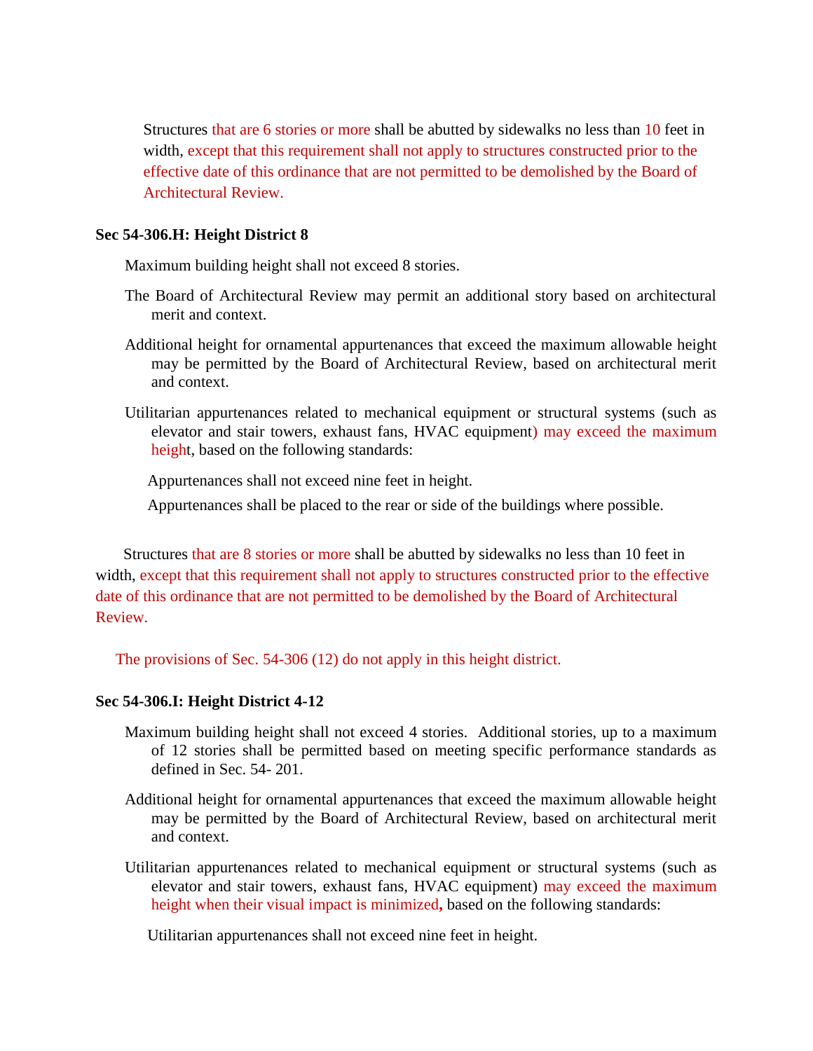Structures that are 6 stories or more shall be abutted by sidewalks no less than 10 feet in width, except that this requirement shall not apply to structures constructed prior to the effective date of this ordinance that are not permitted to be demolished by the Board of Architectural Review.

**Sec 54-306.H: Height District 8**

Maximum building height shall not exceed 8 stories.

The Board of Architectural Review may permit an additional story based on architectural merit and context.

Additional height for ornamental appurtenances that exceed the maximum allowable height may be permitted by the Board of Architectural Review, based on architectural merit and context.

Utilitarian appurtenances related to mechanical equipment or structural systems (such as elevator and stair towers, exhaust fans, HVAC equipment) may exceed the maximum height, based on the following standards:

Appurtenances shall not exceed nine feet in height.

Appurtenances shall be placed to the rear or side of the buildings where possible.

Structures that are 8 stories or more shall be abutted by sidewalks no less than 10 feet in width, except that this requirement shall not apply to structures constructed prior to the effective date of this ordinance that are not permitted to be demolished by the Board of Architectural Review.

The provisions of Sec. 54-306 (12) do not apply in this height district.

**Sec 54-306.I: Height District 4-12**

Maximum building height shall not exceed 4 stories. Additional stories, up to a maximum of 12 stories shall be permitted based on meeting specific performance standards as defined in Sec. 54- 201.

Additional height for ornamental appurtenances that exceed the maximum allowable height may be permitted by the Board of Architectural Review, based on architectural merit and context.

Utilitarian appurtenances related to mechanical equipment or structural systems (such as elevator and stair towers, exhaust fans, HVAC equipment) may exceed the maximum height when their visual impact is minimized, based on the following standards:

Utilitarian appurtenances shall not exceed nine feet in height.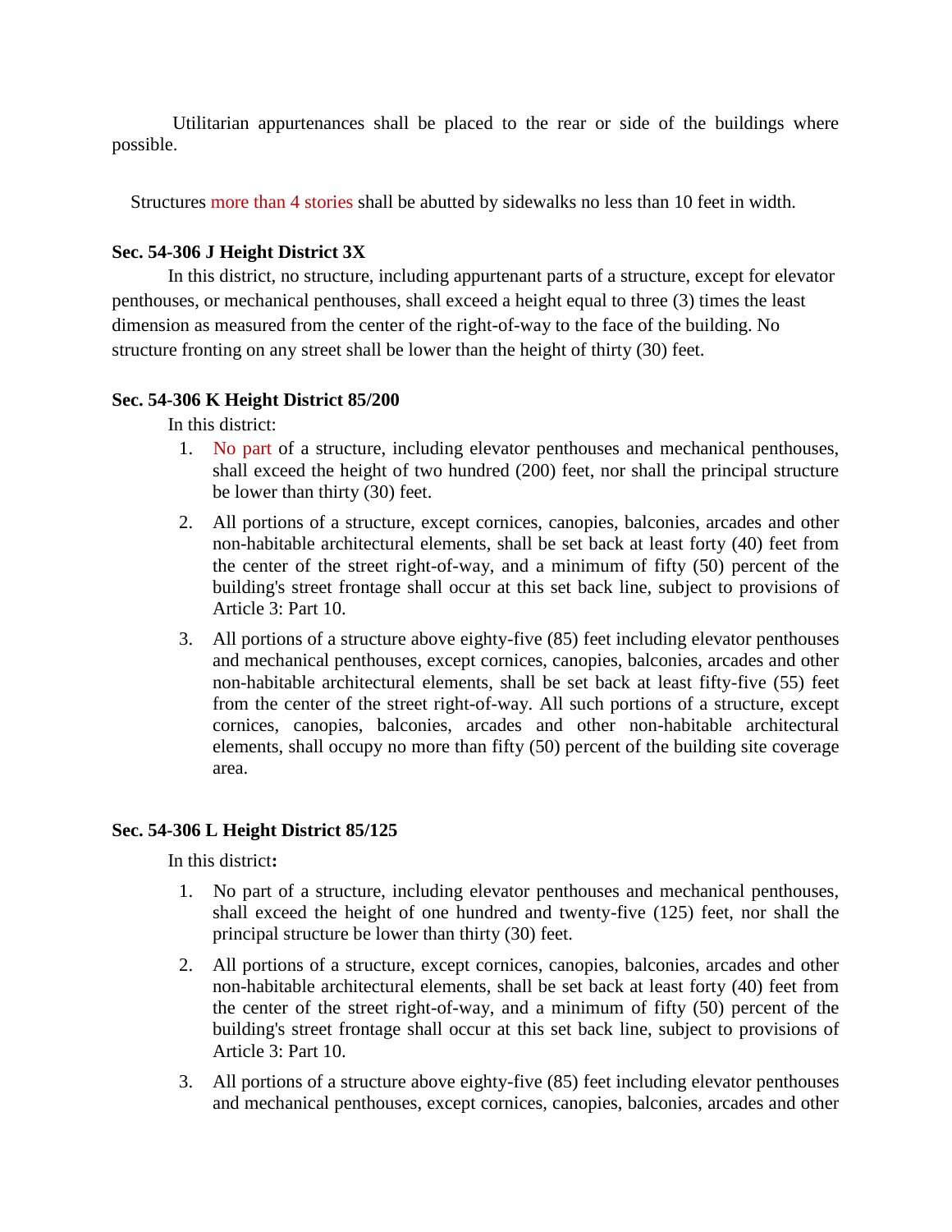Utilitarian appurtenances shall be placed to the rear or side of the buildings where possible.

Structures more than 4 stories shall be abutted by sidewalks no less than 10 feet in width.

**Sec. 54-306 J Height District 3X**

In this district, no structure, including appurtenant parts of a structure, except for elevator penthouses, or mechanical penthouses, shall exceed a height equal to three (3) times the least dimension as measured from the center of the right-of-way to the face of the building. No structure fronting on any street shall be lower than the height of thirty (30) feet.

**Sec. 54-306 K Height District 85/200**

In this district:

1. No part of a structure, including elevator penthouses and mechanical penthouses, shall exceed the height of two hundred (200) feet, nor shall the principal structure be lower than thirty (30) feet.
2. All portions of a structure, except cornices, canopies, balconies, arcades and other non-habitable architectural elements, shall be set back at least forty (40) feet from the center of the street right-of-way, and a minimum of fifty (50) percent of the building's street frontage shall occur at this set back line, subject to provisions of Article 3: Part 10.
3. All portions of a structure above eighty-five (85) feet including elevator penthouses and mechanical penthouses, except cornices, canopies, balconies, arcades and other non-habitable architectural elements, shall be set back at least fifty-five (55) feet from the center of the street right-of-way. All such portions of a structure, except cornices, canopies, balconies, arcades and other non-habitable architectural elements, shall occupy no more than fifty (50) percent of the building site coverage area.

**Sec. 54-306 L Height District 85/125**

In this district**:**

1. No part of a structure, including elevator penthouses and mechanical penthouses, shall exceed the height of one hundred and twenty-five (125) feet, nor shall the principal structure be lower than thirty (30) feet.
2. All portions of a structure, except cornices, canopies, balconies, arcades and other non-habitable architectural elements, shall be set back at least forty (40) feet from the center of the street right-of-way, and a minimum of fifty (50) percent of the building's street frontage shall occur at this set back line, subject to provisions of Article 3: Part 10.
3. All portions of a structure above eighty-five (85) feet including elevator penthouses and mechanical penthouses, except cornices, canopies, balconies, arcades and other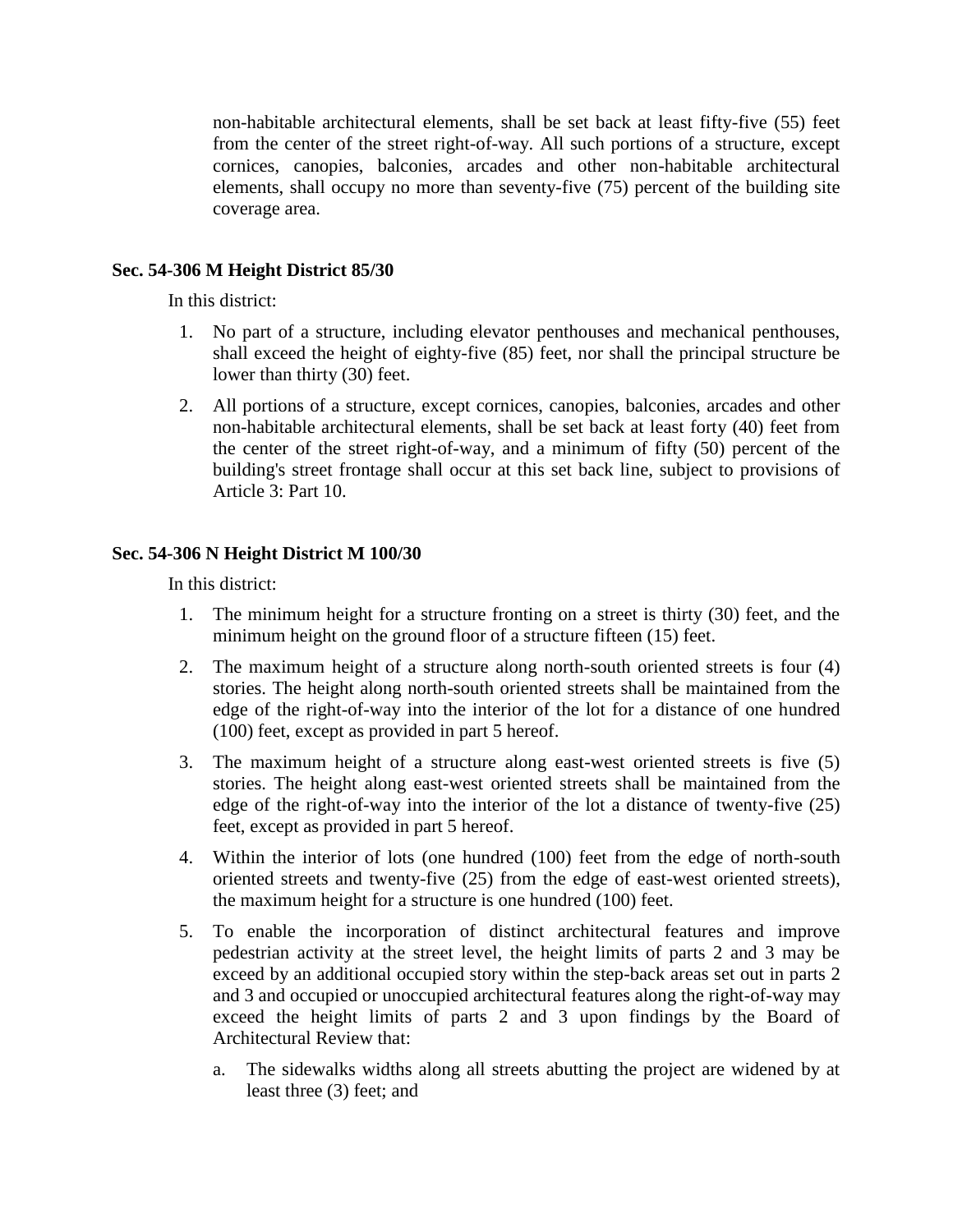non-habitable architectural elements, shall be set back at least fifty-five (55) feet from the center of the street right-of-way. All such portions of a structure, except cornices, canopies, balconies, arcades and other non-habitable architectural elements, shall occupy no more than seventy-five (75) percent of the building site coverage area.

**Sec. 54-306 M Height District 85/30**

In this district:

1. No part of a structure, including elevator penthouses and mechanical penthouses, shall exceed the height of eighty-five (85) feet, nor shall the principal structure be lower than thirty (30) feet.
2. All portions of a structure, except cornices, canopies, balconies, arcades and other non-habitable architectural elements, shall be set back at least forty (40) feet from the center of the street right-of-way, and a minimum of fifty (50) percent of the building's street frontage shall occur at this set back line, subject to provisions of Article 3: Part 10.

**Sec. 54-306 N Height District M 100/30**

In this district:

1. The minimum height for a structure fronting on a street is thirty (30) feet, and the minimum height on the ground floor of a structure fifteen (15) feet.
2. The maximum height of a structure along north-south oriented streets is four (4) stories. The height along north-south oriented streets shall be maintained from the edge of the right-of-way into the interior of the lot for a distance of one hundred (100) feet, except as provided in part 5 hereof.
3. The maximum height of a structure along east-west oriented streets is five (5) stories. The height along east-west oriented streets shall be maintained from the edge of the right-of-way into the interior of the lot a distance of twenty-five (25) feet, except as provided in part 5 hereof.
4. Within the interior of lots (one hundred (100) feet from the edge of north-south oriented streets and twenty-five (25) from the edge of east-west oriented streets), the maximum height for a structure is one hundred (100) feet.
5. To enable the incorporation of distinct architectural features and improve pedestrian activity at the street level, the height limits of parts 2 and 3 may be exceed by an additional occupied story within the step-back areas set out in parts 2 and 3 and occupied or unoccupied architectural features along the right-of-way may exceed the height limits of parts 2 and 3 upon findings by the Board of Architectural Review that:
   a. The sidewalks widths along all streets abutting the project are widened by at least three (3) feet; and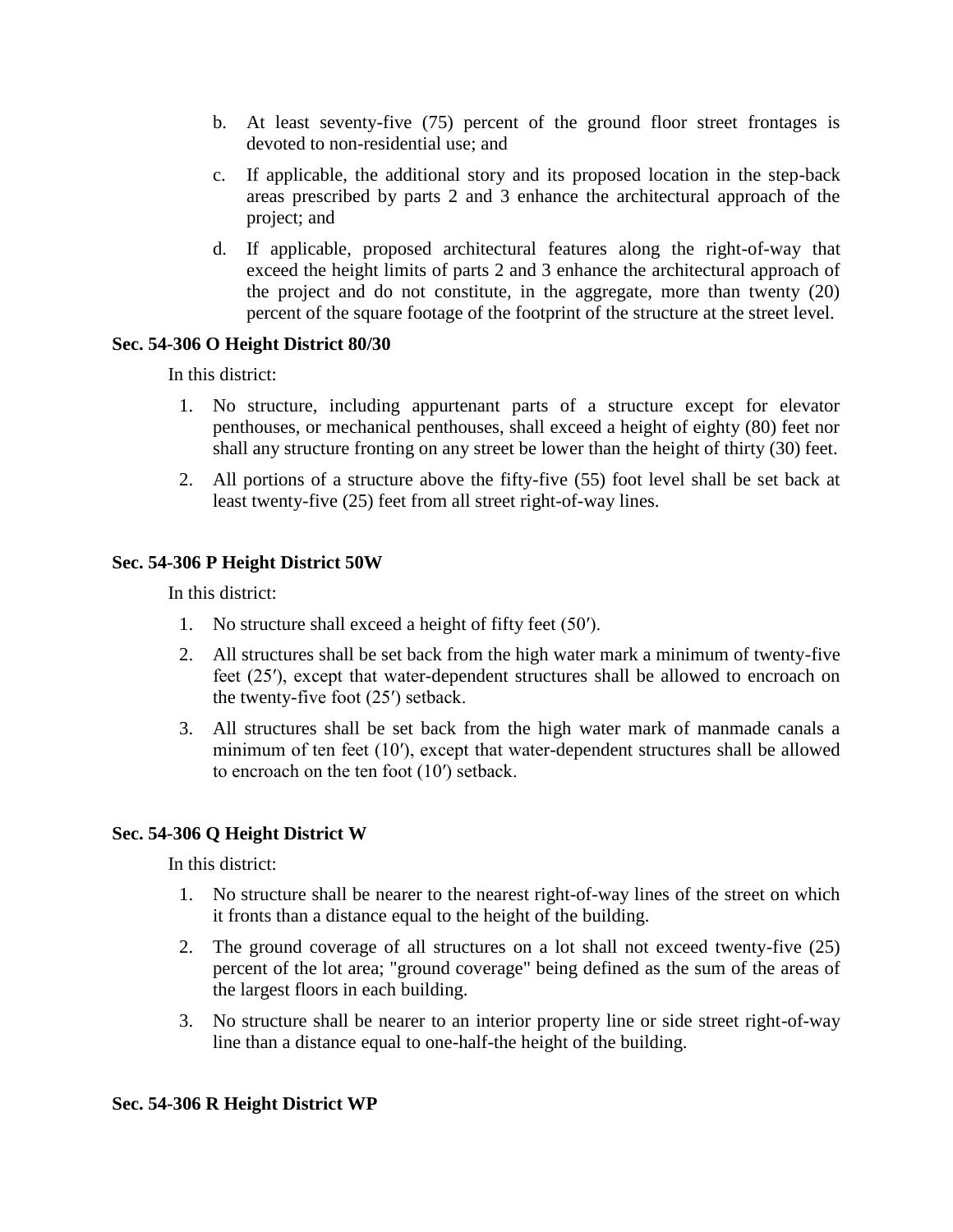b. At least seventy-five (75) percent of the ground floor street frontages is devoted to non-residential use; and

c. If applicable, the additional story and its proposed location in the step-back areas prescribed by parts 2 and 3 enhance the architectural approach of the project; and

d. If applicable, proposed architectural features along the right-of-way that exceed the height limits of parts 2 and 3 enhance the architectural approach of the project and do not constitute, in the aggregate, more than twenty (20) percent of the square footage of the footprint of the structure at the street level.

**Sec. 54-306 O Height District 80/30**

In this district:

1. No structure, including appurtenant parts of a structure except for elevator penthouses, or mechanical penthouses, shall exceed a height of eighty (80) feet nor shall any structure fronting on any street be lower than the height of thirty (30) feet.
2. All portions of a structure above the fifty-five (55) foot level shall be set back at least twenty-five (25) feet from all street right-of-way lines.

**Sec. 54-306 P Height District 50W**

In this district:

1. No structure shall exceed a height of fifty feet (50′).
2. All structures shall be set back from the high water mark a minimum of twenty-five feet (25′), except that water-dependent structures shall be allowed to encroach on the twenty-five foot (25′) setback.
3. All structures shall be set back from the high water mark of manmade canals a minimum of ten feet (10′), except that water-dependent structures shall be allowed to encroach on the ten foot (10′) setback.

**Sec. 54-306 Q Height District W**

In this district:

1. No structure shall be nearer to the nearest right-of-way lines of the street on which it fronts than a distance equal to the height of the building.
2. The ground coverage of all structures on a lot shall not exceed twenty-five (25) percent of the lot area; "ground coverage" being defined as the sum of the areas of the largest floors in each building.
3. No structure shall be nearer to an interior property line or side street right-of-way line than a distance equal to one-half-the height of the building.

**Sec. 54-306 R Height District WP**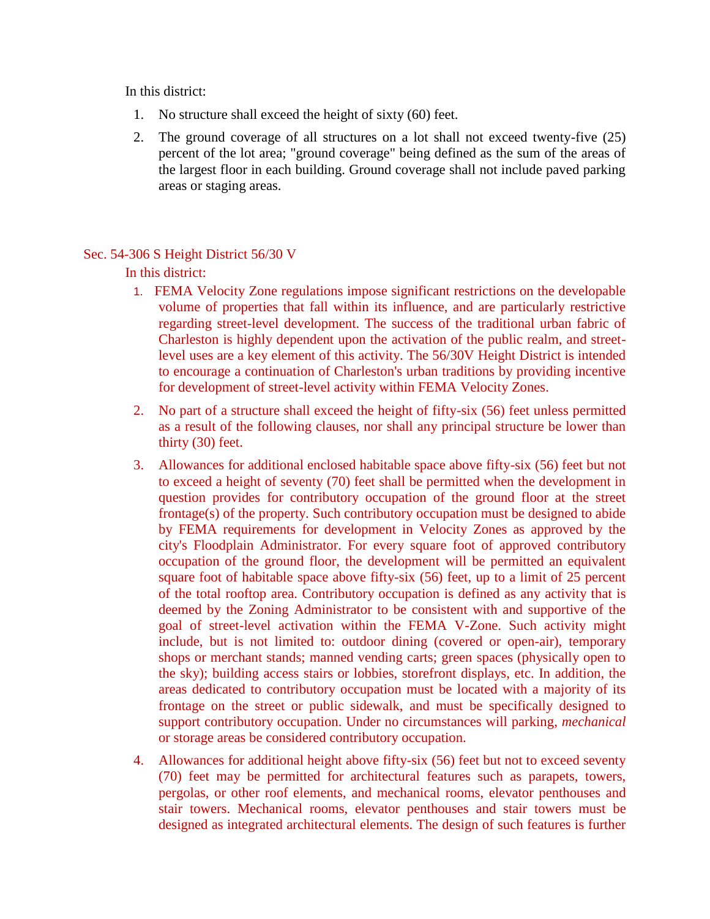In this district:

1. No structure shall exceed the height of sixty (60) feet.
2. The ground coverage of all structures on a lot shall not exceed twenty-five (25) percent of the lot area; "ground coverage" being defined as the sum of the areas of the largest floor in each building. Ground coverage shall not include paved parking areas or staging areas.

## Sec. 54-306 S Height District 56/30 V

In this district:

1. FEMA Velocity Zone regulations impose significant restrictions on the developable volume of properties that fall within its influence, and are particularly restrictive regarding street-level development. The success of the traditional urban fabric of Charleston is highly dependent upon the activation of the public realm, and street-level uses are a key element of this activity. The 56/30V Height District is intended to encourage a continuation of Charleston's urban traditions by providing incentive for development of street-level activity within FEMA Velocity Zones.
2. No part of a structure shall exceed the height of fifty-six (56) feet unless permitted as a result of the following clauses, nor shall any principal structure be lower than thirty (30) feet.
3. Allowances for additional enclosed habitable space above fifty-six (56) feet but not to exceed a height of seventy (70) feet shall be permitted when the development in question provides for contributory occupation of the ground floor at the street frontage(s) of the property. Such contributory occupation must be designed to abide by FEMA requirements for development in Velocity Zones as approved by the city's Floodplain Administrator. For every square foot of approved contributory occupation of the ground floor, the development will be permitted an equivalent square foot of habitable space above fifty-six (56) feet, up to a limit of 25 percent of the total rooftop area. Contributory occupation is defined as any activity that is deemed by the Zoning Administrator to be consistent with and supportive of the goal of street-level activation within the FEMA V-Zone. Such activity might include, but is not limited to: outdoor dining (covered or open-air), temporary shops or merchant stands; manned vending carts; green spaces (physically open to the sky); building access stairs or lobbies, storefront displays, etc. In addition, the areas dedicated to contributory occupation must be located with a majority of its frontage on the street or public sidewalk, and must be specifically designed to support contributory occupation. Under no circumstances will parking, *mechanical* or storage areas be considered contributory occupation.
4. Allowances for additional height above fifty-six (56) feet but not to exceed seventy (70) feet may be permitted for architectural features such as parapets, towers, pergolas, or other roof elements, and mechanical rooms, elevator penthouses and stair towers. Mechanical rooms, elevator penthouses and stair towers must be designed as integrated architectural elements. The design of such features is further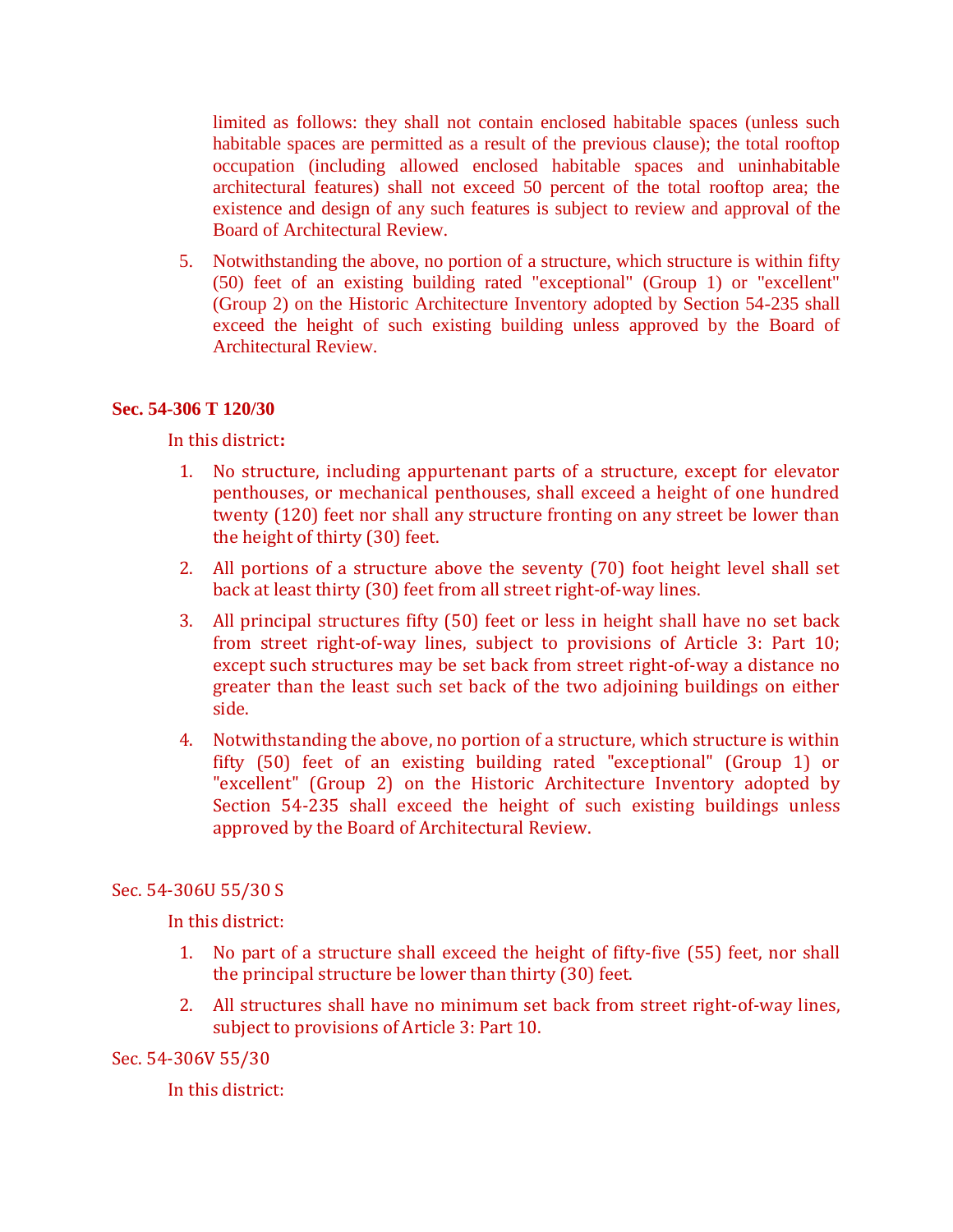limited as follows: they shall not contain enclosed habitable spaces (unless such habitable spaces are permitted as a result of the previous clause); the total rooftop occupation (including allowed enclosed habitable spaces and uninhabitable architectural features) shall not exceed 50 percent of the total rooftop area; the existence and design of any such features is subject to review and approval of the Board of Architectural Review.

5. Notwithstanding the above, no portion of a structure, which structure is within fifty (50) feet of an existing building rated "exceptional" (Group 1) or "excellent" (Group 2) on the Historic Architecture Inventory adopted by Section 54-235 shall exceed the height of such existing building unless approved by the Board of Architectural Review.

**Sec. 54-306 T 120/30**

In this district**:**

1. No structure, including appurtenant parts of a structure, except for elevator penthouses, or mechanical penthouses, shall exceed a height of one hundred twenty (120) feet nor shall any structure fronting on any street be lower than the height of thirty (30) feet.
2. All portions of a structure above the seventy (70) foot height level shall set back at least thirty (30) feet from all street right-of-way lines.
3. All principal structures fifty (50) feet or less in height shall have no set back from street right-of-way lines, subject to provisions of Article 3: Part 10; except such structures may be set back from street right-of-way a distance no greater than the least such set back of the two adjoining buildings on either side.
4. Notwithstanding the above, no portion of a structure, which structure is within fifty (50) feet of an existing building rated "exceptional" (Group 1) or "excellent" (Group 2) on the Historic Architecture Inventory adopted by Section 54-235 shall exceed the height of such existing buildings unless approved by the Board of Architectural Review.

Sec. 54-306U 55/30 S

In this district:

1. No part of a structure shall exceed the height of fifty-five (55) feet, nor shall the principal structure be lower than thirty (30) feet.
2. All structures shall have no minimum set back from street right-of-way lines, subject to provisions of Article 3: Part 10.

Sec. 54-306V 55/30

In this district: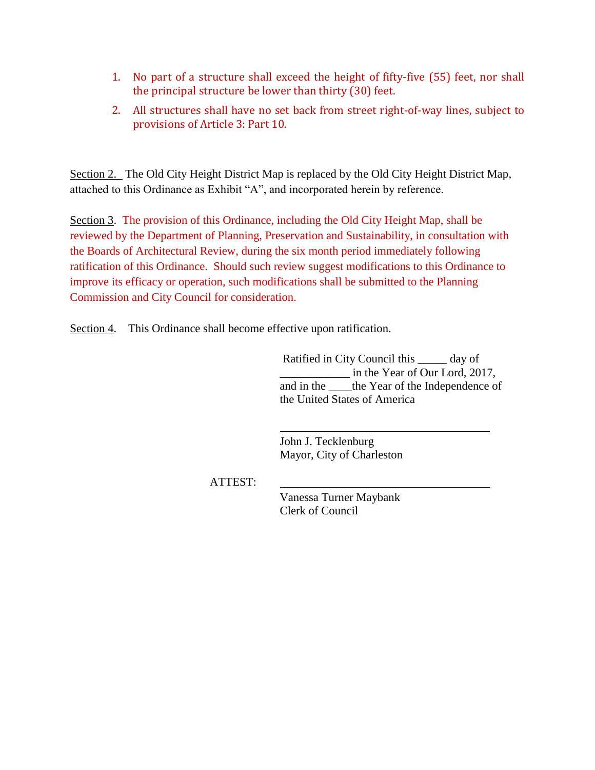1. No part of a structure shall exceed the height of fifty-five (55) feet, nor shall the principal structure be lower than thirty (30) feet.
2. All structures shall have no set back from street right-of-way lines, subject to provisions of Article 3: Part 10.

<u>Section 2.</u> The Old City Height District Map is replaced by the Old City Height District Map, attached to this Ordinance as Exhibit "A", and incorporated herein by reference.

<u>Section 3</u>. The provision of this Ordinance, including the Old City Height Map, shall be reviewed by the Department of Planning, Preservation and Sustainability, in consultation with the Boards of Architectural Review, during the six month period immediately following ratification of this Ordinance. Should such review suggest modifications to this Ordinance to improve its efficacy or operation, such modifications shall be submitted to the Planning Commission and City Council for consideration.

<u>Section 4</u>. This Ordinance shall become effective upon ratification.

Ratified in City Council this _____ day of ____________ in the Year of Our Lord, 2017, and in the ____the Year of the Independence of the United States of America

_____________________________________
John J. Tecklenburg
Mayor, City of Charleston

ATTEST: _____________________________________
Vanessa Turner Maybank
Clerk of Council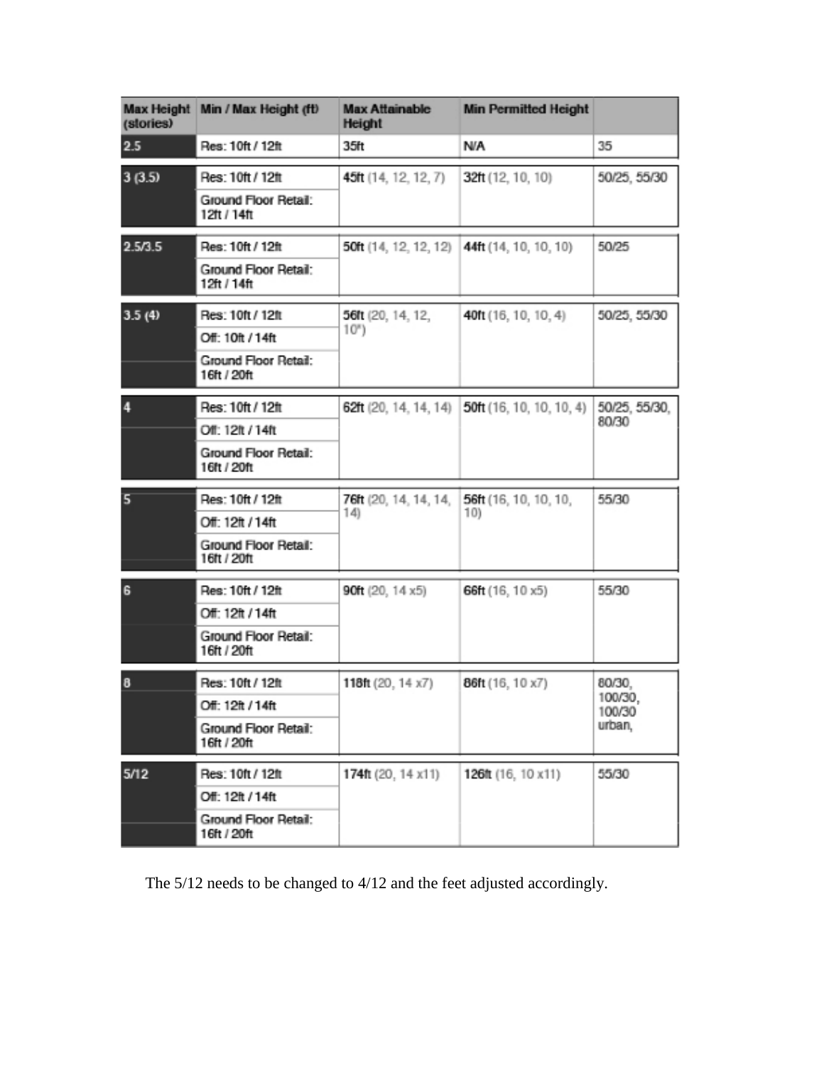| Max Height (stories) | Min / Max Height (ft) | Max Attainable Height | Min Permitted Height | |
|---|---|---|---|---|
| 2.5 | Res: 10ft / 12ft | 35ft | N/A | 35 |
| 3 (3.5) | Res: 10ft / 12ft<br>Ground Floor Retail: 12ft / 14ft | 45ft (14, 12, 12, 7) | 32ft (12, 10, 10) | 50/25, 55/30 |
| 2.5/3.5 | Res: 10ft / 12ft<br>Ground Floor Retail: 12ft / 14ft | 50ft (14, 12, 12, 12) | 44ft (14, 10, 10, 10) | 50/25 |
| 3.5 (4) | Res: 10ft / 12ft<br>Off: 10ft / 14ft<br>Ground Floor Retail: 16ft / 20ft | 56ft (20, 14, 12, 10") | 40ft (16, 10, 10, 4) | 50/25, 55/30 |
| 4 | Res: 10ft / 12ft<br>Off: 12ft / 14ft<br>Ground Floor Retail: 16ft / 20ft | 62ft (20, 14, 14, 14) | 50ft (16, 10, 10, 10, 4) | 50/25, 55/30, 80/30 |
| 5 | Res: 10ft / 12ft<br>Off: 12ft / 14ft<br>Ground Floor Retail: 16ft / 20ft | 76ft (20, 14, 14, 14, 14) | 56ft (16, 10, 10, 10, 10) | 55/30 |
| 6 | Res: 10ft / 12ft<br>Off: 12ft / 14ft<br>Ground Floor Retail: 16ft / 20ft | 90ft (20, 14 x5) | 66ft (16, 10 x5) | 55/30 |
| 8 | Res: 10ft / 12ft<br>Off: 12ft / 14ft<br>Ground Floor Retail: 16ft / 20ft | 118ft (20, 14 x7) | 86ft (16, 10 x7) | 80/30, 100/30, 100/30 urban, |
| 5/12 | Res: 10ft / 12ft<br>Off: 12ft / 14ft<br>Ground Floor Retail: 16ft / 20ft | 174ft (20, 14 x11) | 126ft (16, 10 x11) | 55/30 |

The 5/12 needs to be changed to 4/12 and the feet adjusted accordingly.